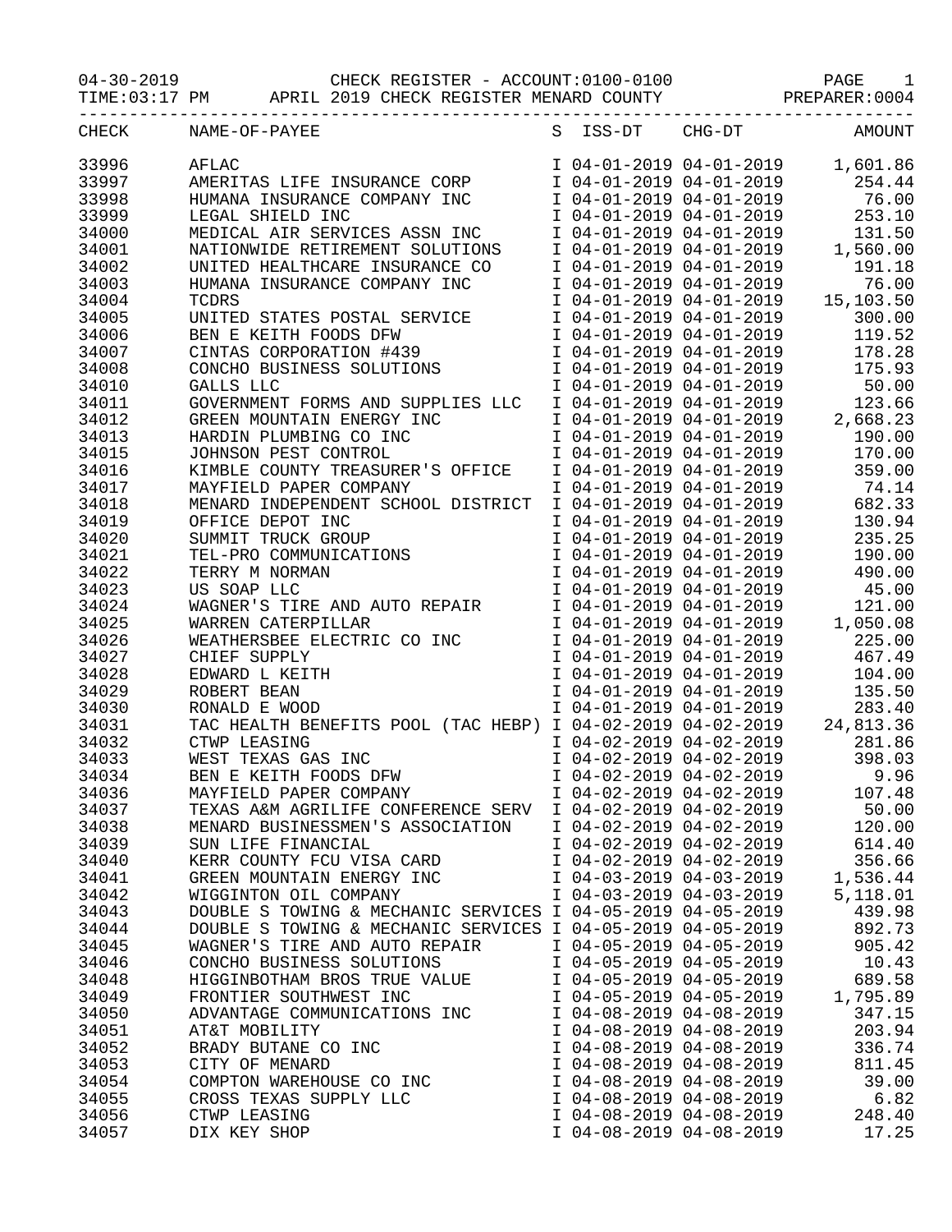04-30-2019 CHECK REGISTER - ACCOUNT:0100-0100 PAGE 1
TIME:03:17 PM APRIL 2019 CHECK REGISTER MENARD COUNTY PREPARER:0004

| CHECK | NAME-OF-PAYEE | S | ISS-DT | CHG-DT | AMOUNT |
|---|---|---|---|---|---|
| 33996 | AFLAC | I | 04-01-2019 | 04-01-2019 | 1,601.86 |
| 33997 | AMERITAS LIFE INSURANCE CORP | I | 04-01-2019 | 04-01-2019 | 254.44 |
| 33998 | HUMANA INSURANCE COMPANY INC | I | 04-01-2019 | 04-01-2019 | 76.00 |
| 33999 | LEGAL SHIELD INC | I | 04-01-2019 | 04-01-2019 | 253.10 |
| 34000 | MEDICAL AIR SERVICES ASSN INC | I | 04-01-2019 | 04-01-2019 | 131.50 |
| 34001 | NATIONWIDE RETIREMENT SOLUTIONS | I | 04-01-2019 | 04-01-2019 | 1,560.00 |
| 34002 | UNITED HEALTHCARE INSURANCE CO | I | 04-01-2019 | 04-01-2019 | 191.18 |
| 34003 | HUMANA INSURANCE COMPANY INC | I | 04-01-2019 | 04-01-2019 | 76.00 |
| 34004 | TCDRS | I | 04-01-2019 | 04-01-2019 | 15,103.50 |
| 34005 | UNITED STATES POSTAL SERVICE | I | 04-01-2019 | 04-01-2019 | 300.00 |
| 34006 | BEN E KEITH FOODS DFW | I | 04-01-2019 | 04-01-2019 | 119.52 |
| 34007 | CINTAS CORPORATION #439 | I | 04-01-2019 | 04-01-2019 | 178.28 |
| 34008 | CONCHO BUSINESS SOLUTIONS | I | 04-01-2019 | 04-01-2019 | 175.93 |
| 34010 | GALLS LLC | I | 04-01-2019 | 04-01-2019 | 50.00 |
| 34011 | GOVERNMENT FORMS AND SUPPLIES LLC | I | 04-01-2019 | 04-01-2019 | 123.66 |
| 34012 | GREEN MOUNTAIN ENERGY INC | I | 04-01-2019 | 04-01-2019 | 2,668.23 |
| 34013 | HARDIN PLUMBING CO INC | I | 04-01-2019 | 04-01-2019 | 190.00 |
| 34015 | JOHNSON PEST CONTROL | I | 04-01-2019 | 04-01-2019 | 170.00 |
| 34016 | KIMBLE COUNTY TREASURER'S OFFICE | I | 04-01-2019 | 04-01-2019 | 359.00 |
| 34017 | MAYFIELD PAPER COMPANY | I | 04-01-2019 | 04-01-2019 | 74.14 |
| 34018 | MENARD INDEPENDENT SCHOOL DISTRICT | I | 04-01-2019 | 04-01-2019 | 682.33 |
| 34019 | OFFICE DEPOT INC | I | 04-01-2019 | 04-01-2019 | 130.94 |
| 34020 | SUMMIT TRUCK GROUP | I | 04-01-2019 | 04-01-2019 | 235.25 |
| 34021 | TEL-PRO COMMUNICATIONS | I | 04-01-2019 | 04-01-2019 | 190.00 |
| 34022 | TERRY M NORMAN | I | 04-01-2019 | 04-01-2019 | 490.00 |
| 34023 | US SOAP LLC | I | 04-01-2019 | 04-01-2019 | 45.00 |
| 34024 | WAGNER'S TIRE AND AUTO REPAIR | I | 04-01-2019 | 04-01-2019 | 121.00 |
| 34025 | WARREN CATERPILLAR | I | 04-01-2019 | 04-01-2019 | 1,050.08 |
| 34026 | WEATHERSBEE ELECTRIC CO INC | I | 04-01-2019 | 04-01-2019 | 225.00 |
| 34027 | CHIEF SUPPLY | I | 04-01-2019 | 04-01-2019 | 467.49 |
| 34028 | EDWARD L KEITH | I | 04-01-2019 | 04-01-2019 | 104.00 |
| 34029 | ROBERT BEAN | I | 04-01-2019 | 04-01-2019 | 135.50 |
| 34030 | RONALD E WOOD | I | 04-01-2019 | 04-01-2019 | 283.40 |
| 34031 | TAC HEALTH BENEFITS POOL (TAC HEBP) | I | 04-02-2019 | 04-02-2019 | 24,813.36 |
| 34032 | CTWP LEASING | I | 04-02-2019 | 04-02-2019 | 281.86 |
| 34033 | WEST TEXAS GAS INC | I | 04-02-2019 | 04-02-2019 | 398.03 |
| 34034 | BEN E KEITH FOODS DFW | I | 04-02-2019 | 04-02-2019 | 9.96 |
| 34036 | MAYFIELD PAPER COMPANY | I | 04-02-2019 | 04-02-2019 | 107.48 |
| 34037 | TEXAS A&M AGRILIFE CONFERENCE SERV | I | 04-02-2019 | 04-02-2019 | 50.00 |
| 34038 | MENARD BUSINESSMEN'S ASSOCIATION | I | 04-02-2019 | 04-02-2019 | 120.00 |
| 34039 | SUN LIFE FINANCIAL | I | 04-02-2019 | 04-02-2019 | 614.40 |
| 34040 | KERR COUNTY FCU VISA CARD | I | 04-02-2019 | 04-02-2019 | 356.66 |
| 34041 | GREEN MOUNTAIN ENERGY INC | I | 04-03-2019 | 04-03-2019 | 1,536.44 |
| 34042 | WIGGINTON OIL COMPANY | I | 04-03-2019 | 04-03-2019 | 5,118.01 |
| 34043 | DOUBLE S TOWING & MECHANIC SERVICES | I | 04-05-2019 | 04-05-2019 | 439.98 |
| 34044 | DOUBLE S TOWING & MECHANIC SERVICES | I | 04-05-2019 | 04-05-2019 | 892.73 |
| 34045 | WAGNER'S TIRE AND AUTO REPAIR | I | 04-05-2019 | 04-05-2019 | 905.42 |
| 34046 | CONCHO BUSINESS SOLUTIONS | I | 04-05-2019 | 04-05-2019 | 10.43 |
| 34048 | HIGGINBOTHAM BROS TRUE VALUE | I | 04-05-2019 | 04-05-2019 | 689.58 |
| 34049 | FRONTIER SOUTHWEST INC | I | 04-05-2019 | 04-05-2019 | 1,795.89 |
| 34050 | ADVANTAGE COMMUNICATIONS INC | I | 04-08-2019 | 04-08-2019 | 347.15 |
| 34051 | AT&T MOBILITY | I | 04-08-2019 | 04-08-2019 | 203.94 |
| 34052 | BRADY BUTANE CO INC | I | 04-08-2019 | 04-08-2019 | 336.74 |
| 34053 | CITY OF MENARD | I | 04-08-2019 | 04-08-2019 | 811.45 |
| 34054 | COMPTON WAREHOUSE CO INC | I | 04-08-2019 | 04-08-2019 | 39.00 |
| 34055 | CROSS TEXAS SUPPLY LLC | I | 04-08-2019 | 04-08-2019 | 6.82 |
| 34056 | CTWP LEASING | I | 04-08-2019 | 04-08-2019 | 248.40 |
| 34057 | DIX KEY SHOP | I | 04-08-2019 | 04-08-2019 | 17.25 |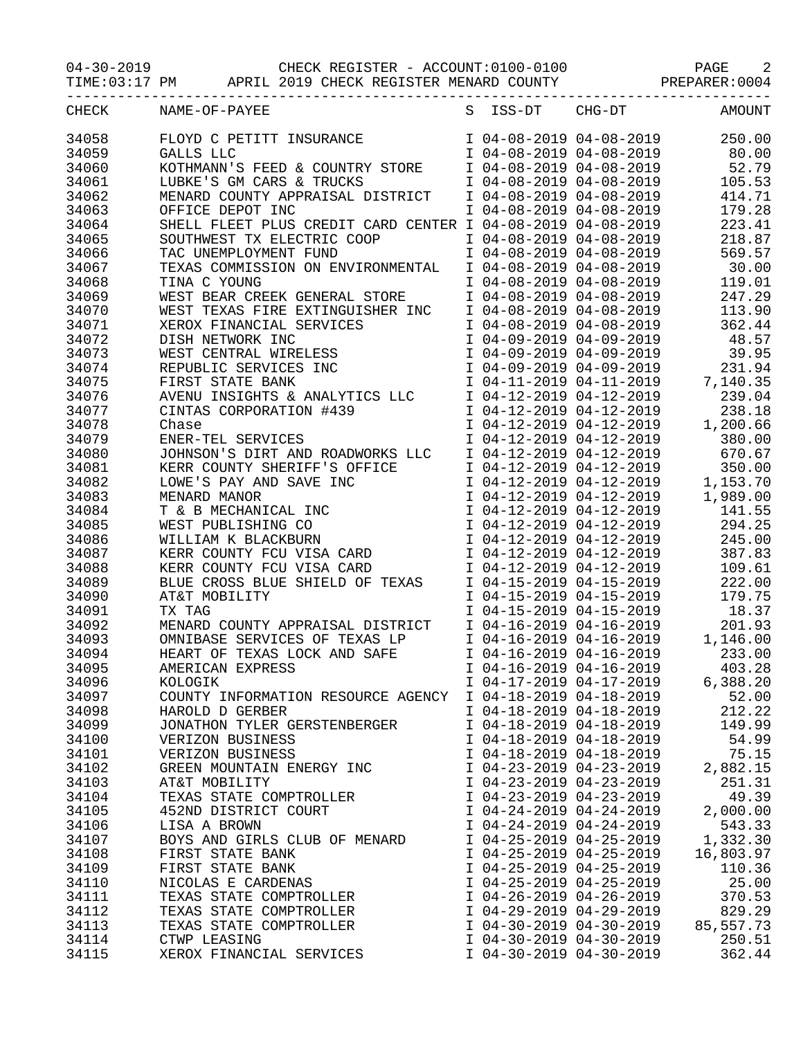04-30-2019 CHECK REGISTER - ACCOUNT:0100-0100 PAGE 2
TIME:03:17 PM APRIL 2019 CHECK REGISTER MENARD COUNTY PREPARER:0004

| CHECK | NAME-OF-PAYEE | S | ISS-DT | CHG-DT | AMOUNT |
|---|---|---|---|---|---|
| 34058 | FLOYD C PETITT INSURANCE | I | 04-08-2019 | 04-08-2019 | 250.00 |
| 34059 | GALLS LLC | I | 04-08-2019 | 04-08-2019 | 80.00 |
| 34060 | KOTHMANN'S FEED & COUNTRY STORE | I | 04-08-2019 | 04-08-2019 | 52.79 |
| 34061 | LUBKE'S GM CARS & TRUCKS | I | 04-08-2019 | 04-08-2019 | 105.53 |
| 34062 | MENARD COUNTY APPRAISAL DISTRICT | I | 04-08-2019 | 04-08-2019 | 414.71 |
| 34063 | OFFICE DEPOT INC | I | 04-08-2019 | 04-08-2019 | 179.28 |
| 34064 | SHELL FLEET PLUS CREDIT CARD CENTER | I | 04-08-2019 | 04-08-2019 | 223.41 |
| 34065 | SOUTHWEST TX ELECTRIC COOP | I | 04-08-2019 | 04-08-2019 | 218.87 |
| 34066 | TAC UNEMPLOYMENT FUND | I | 04-08-2019 | 04-08-2019 | 569.57 |
| 34067 | TEXAS COMMISSION ON ENVIRONMENTAL | I | 04-08-2019 | 04-08-2019 | 30.00 |
| 34068 | TINA C YOUNG | I | 04-08-2019 | 04-08-2019 | 119.01 |
| 34069 | WEST BEAR CREEK GENERAL STORE | I | 04-08-2019 | 04-08-2019 | 247.29 |
| 34070 | WEST TEXAS FIRE EXTINGUISHER INC | I | 04-08-2019 | 04-08-2019 | 113.90 |
| 34071 | XEROX FINANCIAL SERVICES | I | 04-08-2019 | 04-08-2019 | 362.44 |
| 34072 | DISH NETWORK INC | I | 04-09-2019 | 04-09-2019 | 48.57 |
| 34073 | WEST CENTRAL WIRELESS | I | 04-09-2019 | 04-09-2019 | 39.95 |
| 34074 | REPUBLIC SERVICES INC | I | 04-09-2019 | 04-09-2019 | 231.94 |
| 34075 | FIRST STATE BANK | I | 04-11-2019 | 04-11-2019 | 7,140.35 |
| 34076 | AVENU INSIGHTS & ANALYTICS LLC | I | 04-12-2019 | 04-12-2019 | 239.04 |
| 34077 | CINTAS CORPORATION #439 | I | 04-12-2019 | 04-12-2019 | 238.18 |
| 34078 | Chase | I | 04-12-2019 | 04-12-2019 | 1,200.66 |
| 34079 | ENER-TEL SERVICES | I | 04-12-2019 | 04-12-2019 | 380.00 |
| 34080 | JOHNSON'S DIRT AND ROADWORKS LLC | I | 04-12-2019 | 04-12-2019 | 670.67 |
| 34081 | KERR COUNTY SHERIFF'S OFFICE | I | 04-12-2019 | 04-12-2019 | 350.00 |
| 34082 | LOWE'S PAY AND SAVE INC | I | 04-12-2019 | 04-12-2019 | 1,153.70 |
| 34083 | MENARD MANOR | I | 04-12-2019 | 04-12-2019 | 1,989.00 |
| 34084 | T & B MECHANICAL INC | I | 04-12-2019 | 04-12-2019 | 141.55 |
| 34085 | WEST PUBLISHING CO | I | 04-12-2019 | 04-12-2019 | 294.25 |
| 34086 | WILLIAM K BLACKBURN | I | 04-12-2019 | 04-12-2019 | 245.00 |
| 34087 | KERR COUNTY FCU VISA CARD | I | 04-12-2019 | 04-12-2019 | 387.83 |
| 34088 | KERR COUNTY FCU VISA CARD | I | 04-12-2019 | 04-12-2019 | 109.61 |
| 34089 | BLUE CROSS BLUE SHIELD OF TEXAS | I | 04-15-2019 | 04-15-2019 | 222.00 |
| 34090 | AT&T MOBILITY | I | 04-15-2019 | 04-15-2019 | 179.75 |
| 34091 | TX TAG | I | 04-15-2019 | 04-15-2019 | 18.37 |
| 34092 | MENARD COUNTY APPRAISAL DISTRICT | I | 04-16-2019 | 04-16-2019 | 201.93 |
| 34093 | OMNIBASE SERVICES OF TEXAS LP | I | 04-16-2019 | 04-16-2019 | 1,146.00 |
| 34094 | HEART OF TEXAS LOCK AND SAFE | I | 04-16-2019 | 04-16-2019 | 233.00 |
| 34095 | AMERICAN EXPRESS | I | 04-16-2019 | 04-16-2019 | 403.28 |
| 34096 | KOLOGIK | I | 04-17-2019 | 04-17-2019 | 6,388.20 |
| 34097 | COUNTY INFORMATION RESOURCE AGENCY | I | 04-18-2019 | 04-18-2019 | 52.00 |
| 34098 | HAROLD D GERBER | I | 04-18-2019 | 04-18-2019 | 212.22 |
| 34099 | JONATHON TYLER GERSTENBERGER | I | 04-18-2019 | 04-18-2019 | 149.99 |
| 34100 | VERIZON BUSINESS | I | 04-18-2019 | 04-18-2019 | 54.99 |
| 34101 | VERIZON BUSINESS | I | 04-18-2019 | 04-18-2019 | 75.15 |
| 34102 | GREEN MOUNTAIN ENERGY INC | I | 04-23-2019 | 04-23-2019 | 2,882.15 |
| 34103 | AT&T MOBILITY | I | 04-23-2019 | 04-23-2019 | 251.31 |
| 34104 | TEXAS STATE COMPTROLLER | I | 04-23-2019 | 04-23-2019 | 49.39 |
| 34105 | 452ND DISTRICT COURT | I | 04-24-2019 | 04-24-2019 | 2,000.00 |
| 34106 | LISA A BROWN | I | 04-24-2019 | 04-24-2019 | 543.33 |
| 34107 | BOYS AND GIRLS CLUB OF MENARD | I | 04-25-2019 | 04-25-2019 | 1,332.30 |
| 34108 | FIRST STATE BANK | I | 04-25-2019 | 04-25-2019 | 16,803.97 |
| 34109 | FIRST STATE BANK | I | 04-25-2019 | 04-25-2019 | 110.36 |
| 34110 | NICOLAS E CARDENAS | I | 04-25-2019 | 04-25-2019 | 25.00 |
| 34111 | TEXAS STATE COMPTROLLER | I | 04-26-2019 | 04-26-2019 | 370.53 |
| 34112 | TEXAS STATE COMPTROLLER | I | 04-29-2019 | 04-29-2019 | 829.29 |
| 34113 | TEXAS STATE COMPTROLLER | I | 04-30-2019 | 04-30-2019 | 85,557.73 |
| 34114 | CTWP LEASING | I | 04-30-2019 | 04-30-2019 | 250.51 |
| 34115 | XEROX FINANCIAL SERVICES | I | 04-30-2019 | 04-30-2019 | 362.44 |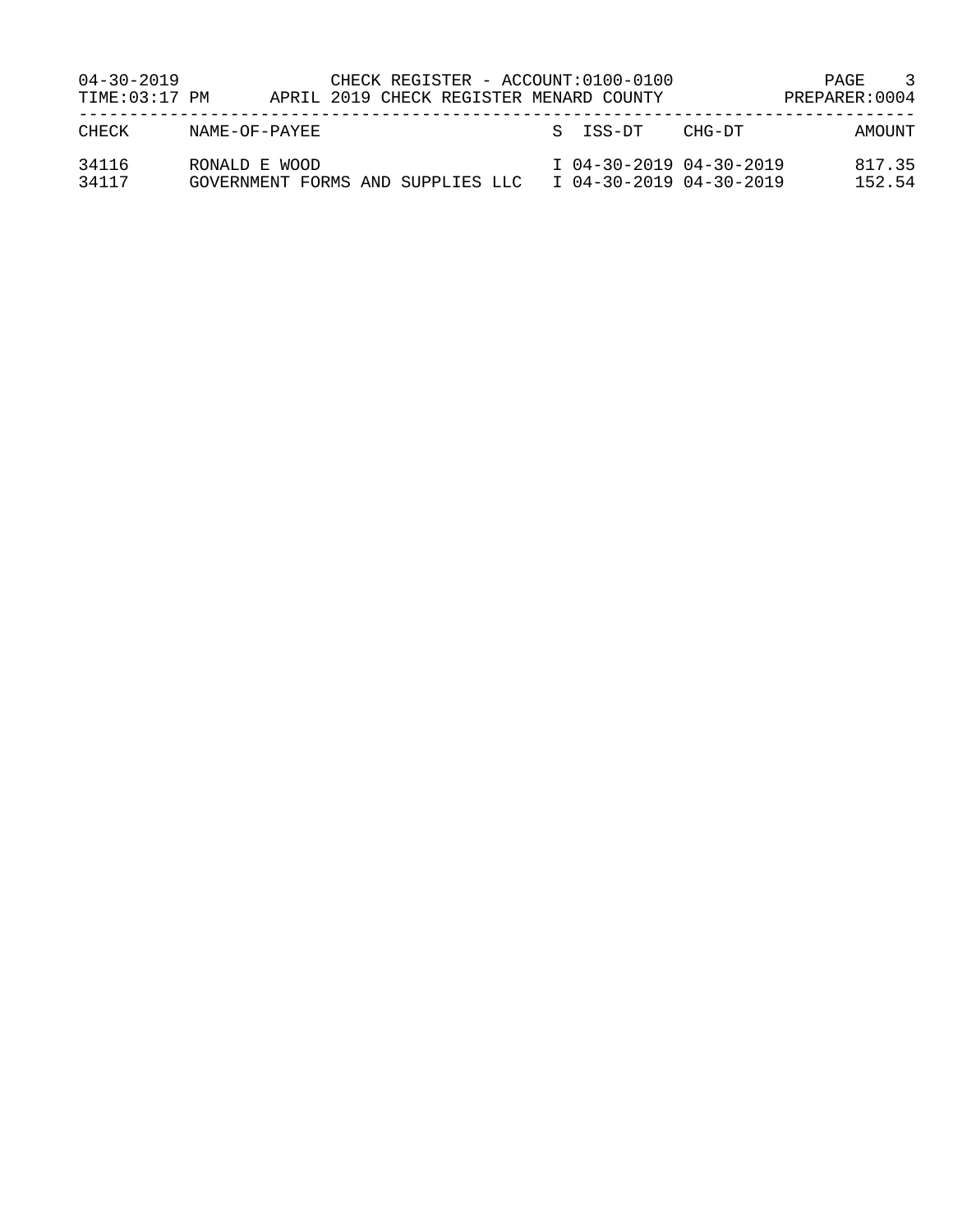| CHECK | NAME-OF-PAYEE | S | ISS-DT | CHG-DT | AMOUNT |
|---|---|---|---|---|---|
| 34116 | RONALD E WOOD | I | 04-30-2019 | 04-30-2019 | 817.35 |
| 34117 | GOVERNMENT FORMS AND SUPPLIES LLC | I | 04-30-2019 | 04-30-2019 | 152.54 |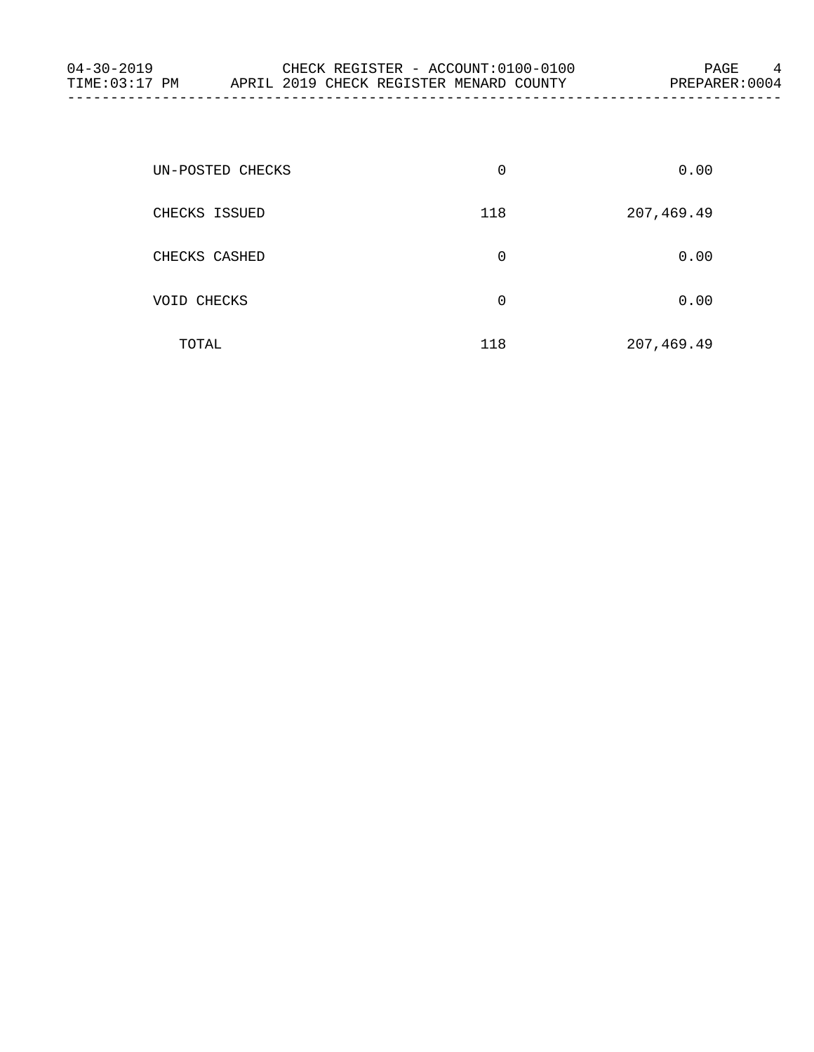| | | |
|---|---|---|
| UN-POSTED CHECKS | 0 | 0.00 |
| CHECKS ISSUED | 118 | 207,469.49 |
| CHECKS CASHED | 0 | 0.00 |
| VOID CHECKS | 0 | 0.00 |
| TOTAL | 118 | 207,469.49 |